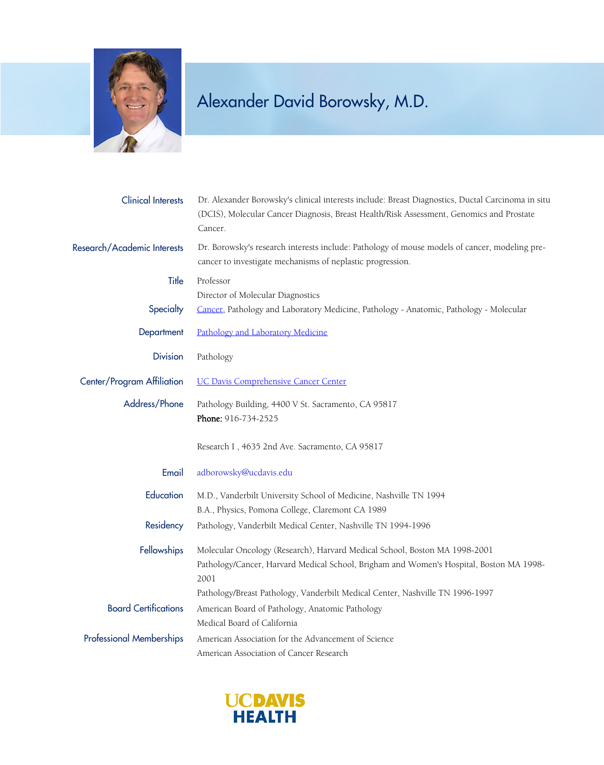# Alexander David Borowsky, M.D.

**Clinical Interests**
Dr. Alexander Borowsky's clinical interests include: Breast Diagnostics, Ductal Carcinoma in situ (DCIS), Molecular Cancer Diagnosis, Breast Health/Risk Assessment, Genomics and Prostate Cancer.

**Research/Academic Interests**
Dr. Borowsky's research interests include: Pathology of mouse models of cancer, modeling pre-cancer to investigate mechanisms of neplastic progression.

**Title**
Professor
Director of Molecular Diagnostics

**Specialty**
Cancer, Pathology and Laboratory Medicine, Pathology - Anatomic, Pathology - Molecular

**Department**
Pathology and Laboratory Medicine

**Division**
Pathology

**Center/Program Affiliation**
UC Davis Comprehensive Cancer Center

**Address/Phone**
Pathology Building, 4400 V St. Sacramento, CA 95817
**Phone:** 916-734-2525

Research I , 4635 2nd Ave. Sacramento, CA 95817

**Email**
adborowsky@ucdavis.edu

**Education**
M.D., Vanderbilt University School of Medicine, Nashville TN 1994
B.A., Physics, Pomona College, Claremont CA 1989

**Residency**
Pathology, Vanderbilt Medical Center, Nashville TN 1994-1996

**Fellowships**
Molecular Oncology (Research), Harvard Medical School, Boston MA 1998-2001
Pathology/Cancer, Harvard Medical School, Brigham and Women's Hospital, Boston MA 1998-2001
Pathology/Breast Pathology, Vanderbilt Medical Center, Nashville TN 1996-1997

**Board Certifications**
American Board of Pathology, Anatomic Pathology
Medical Board of California

**Professional Memberships**
American Association for the Advancement of Science
American Association of Cancer Research

UC DAVIS HEALTH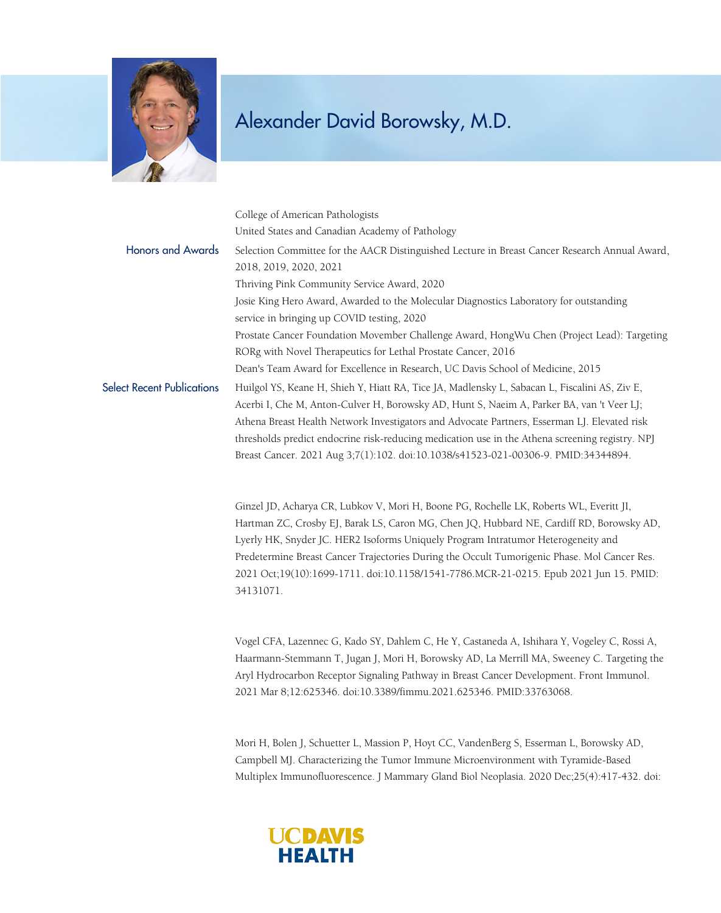# Alexander David Borowsky, M.D.

College of American Pathologists
United States and Canadian Academy of Pathology

**Honors and Awards**

Selection Committee for the AACR Distinguished Lecture in Breast Cancer Research Annual Award, 2018, 2019, 2020, 2021
Thriving Pink Community Service Award, 2020
Josie King Hero Award, Awarded to the Molecular Diagnostics Laboratory for outstanding service in bringing up COVID testing, 2020
Prostate Cancer Foundation Movember Challenge Award, HongWu Chen (Project Lead): Targeting RORg with Novel Therapeutics for Lethal Prostate Cancer, 2016
Dean's Team Award for Excellence in Research, UC Davis School of Medicine, 2015

**Select Recent Publications**

Huilgol YS, Keane H, Shieh Y, Hiatt RA, Tice JA, Madlensky L, Sabacan L, Fiscalini AS, Ziv E, Acerbi I, Che M, Anton-Culver H, Borowsky AD, Hunt S, Naeim A, Parker BA, van 't Veer LJ; Athena Breast Health Network Investigators and Advocate Partners, Esserman LJ. Elevated risk thresholds predict endocrine risk-reducing medication use in the Athena screening registry. NPJ Breast Cancer. 2021 Aug 3;7(1):102. doi:10.1038/s41523-021-00306-9. PMID:34344894.

Ginzel JD, Acharya CR, Lubkov V, Mori H, Boone PG, Rochelle LK, Roberts WL, Everitt JI, Hartman ZC, Crosby EJ, Barak LS, Caron MG, Chen JQ, Hubbard NE, Cardiff RD, Borowsky AD, Lyerly HK, Snyder JC. HER2 Isoforms Uniquely Program Intratumor Heterogeneity and Predetermine Breast Cancer Trajectories During the Occult Tumorigenic Phase. Mol Cancer Res. 2021 Oct;19(10):1699-1711. doi:10.1158/1541-7786.MCR-21-0215. Epub 2021 Jun 15. PMID: 34131071.

Vogel CFA, Lazennec G, Kado SY, Dahlem C, He Y, Castaneda A, Ishihara Y, Vogeley C, Rossi A, Haarmann-Stemmann T, Jugan J, Mori H, Borowsky AD, La Merrill MA, Sweeney C. Targeting the Aryl Hydrocarbon Receptor Signaling Pathway in Breast Cancer Development. Front Immunol. 2021 Mar 8;12:625346. doi:10.3389/fimmu.2021.625346. PMID:33763068.

Mori H, Bolen J, Schuetter L, Massion P, Hoyt CC, VandenBerg S, Esserman L, Borowsky AD, Campbell MJ. Characterizing the Tumor Immune Microenvironment with Tyramide-Based Multiplex Immunofluorescence. J Mammary Gland Biol Neoplasia. 2020 Dec;25(4):417-432. doi: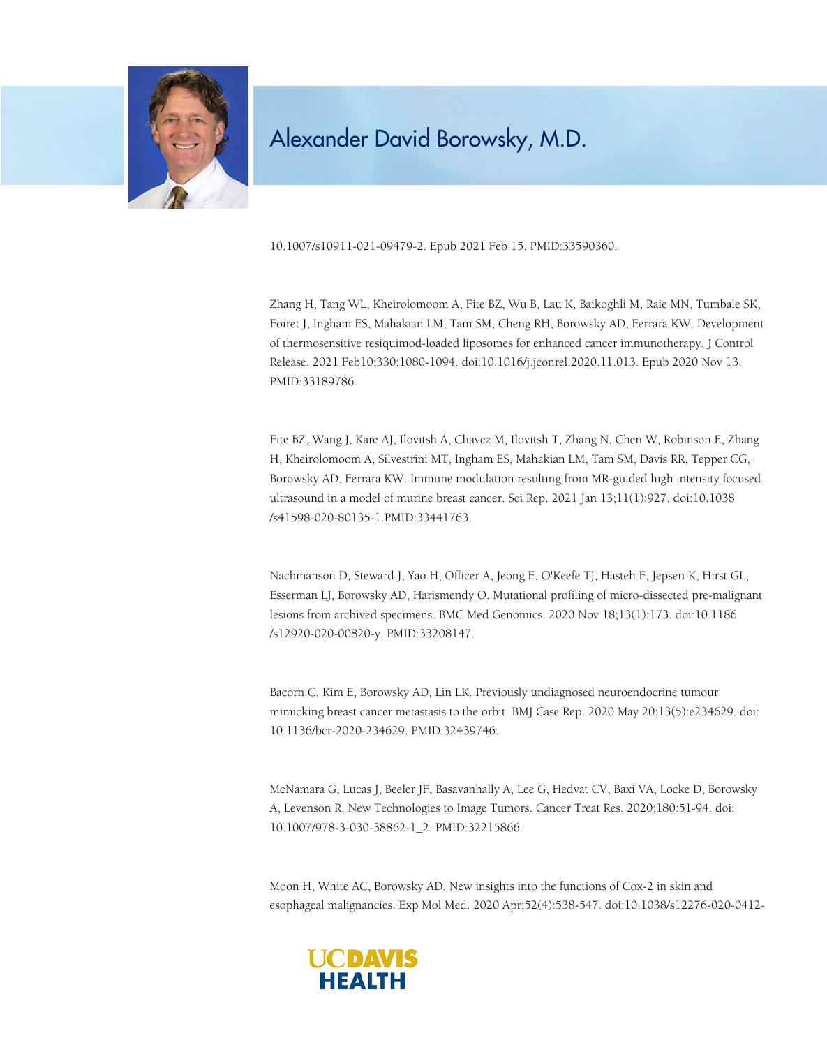10.1007/s10911-021-09479-2. Epub 2021 Feb 15. PMID:33590360.

Zhang H, Tang WL, Kheirolomoom A, Fite BZ, Wu B, Lau K, Baikoghli M, Raie MN, Tumbale SK, Foiret J, Ingham ES, Mahakian LM, Tam SM, Cheng RH, Borowsky AD, Ferrara KW. Development of thermosensitive resiquimod-loaded liposomes for enhanced cancer immunotherapy. J Control Release. 2021 Feb10;330:1080-1094. doi:10.1016/j.jconrel.2020.11.013. Epub 2020 Nov 13. PMID:33189786.

Fite BZ, Wang J, Kare AJ, Ilovitsh A, Chavez M, Ilovitsh T, Zhang N, Chen W, Robinson E, Zhang H, Kheirolomoom A, Silvestrini MT, Ingham ES, Mahakian LM, Tam SM, Davis RR, Tepper CG, Borowsky AD, Ferrara KW. Immune modulation resulting from MR-guided high intensity focused ultrasound in a model of murine breast cancer. Sci Rep. 2021 Jan 13;11(1):927. doi:10.1038/s41598-020-80135-1.PMID:33441763.

Nachmanson D, Steward J, Yao H, Officer A, Jeong E, O'Keefe TJ, Hasteh F, Jepsen K, Hirst GL, Esserman LJ, Borowsky AD, Harismendy O. Mutational profiling of micro-dissected pre-malignant lesions from archived specimens. BMC Med Genomics. 2020 Nov 18;13(1):173. doi:10.1186/s12920-020-00820-y. PMID:33208147.

Bacorn C, Kim E, Borowsky AD, Lin LK. Previously undiagnosed neuroendocrine tumour mimicking breast cancer metastasis to the orbit. BMJ Case Rep. 2020 May 20;13(5):e234629. doi: 10.1136/bcr-2020-234629. PMID:32439746.

McNamara G, Lucas J, Beeler JF, Basavanhally A, Lee G, Hedvat CV, Baxi VA, Locke D, Borowsky A, Levenson R. New Technologies to Image Tumors. Cancer Treat Res. 2020;180:51-94. doi: 10.1007/978-3-030-38862-1_2. PMID:32215866.

Moon H, White AC, Borowsky AD. New insights into the functions of Cox-2 in skin and esophageal malignancies. Exp Mol Med. 2020 Apr;52(4):538-547. doi:10.1038/s12276-020-0412-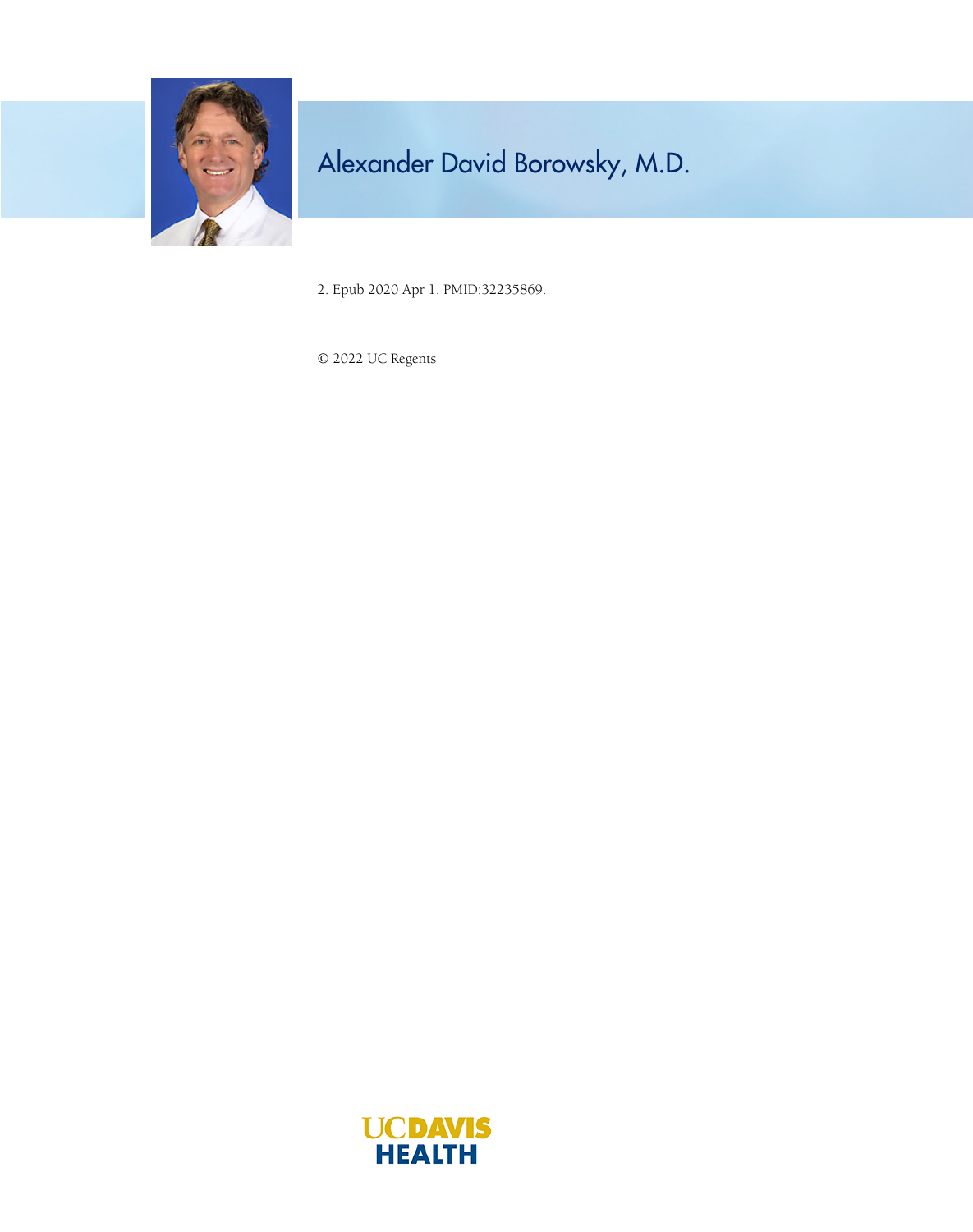# Alexander David Borowsky, M.D.

2. Epub 2020 Apr 1. PMID:32235869.

© 2022 UC Regents